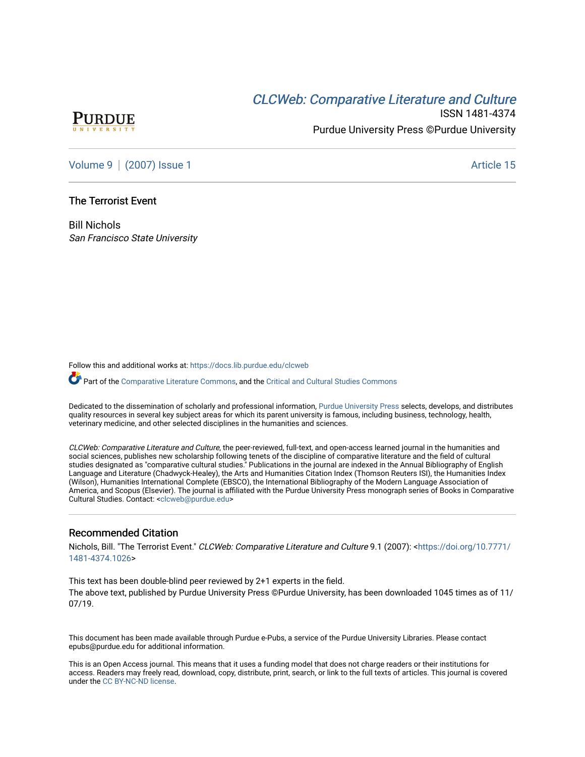PURDUE
UNIVERSITY

[CLCWeb: Comparative Literature and Culture](https://docs.lib.purdue.edu/clcweb)

ISSN 1481-4374

Purdue University Press ©Purdue University

Volume 9 | (2007) Issue 1 Article 15

# The Terrorist Event

Bill Nichols
*San Francisco State University*

Follow this and additional works at: https://docs.lib.purdue.edu/clcweb

Part of the Comparative Literature Commons, and the Critical and Cultural Studies Commons

Dedicated to the dissemination of scholarly and professional information, Purdue University Press selects, develops, and distributes quality resources in several key subject areas for which its parent university is famous, including business, technology, health, veterinary medicine, and other selected disciplines in the humanities and sciences.

*CLCWeb: Comparative Literature and Culture*, the peer-reviewed, full-text, and open-access learned journal in the humanities and social sciences, publishes new scholarship following tenets of the discipline of comparative literature and the field of cultural studies designated as "comparative cultural studies." Publications in the journal are indexed in the Annual Bibliography of English Language and Literature (Chadwyck-Healey), the Arts and Humanities Citation Index (Thomson Reuters ISI), the Humanities Index (Wilson), Humanities International Complete (EBSCO), the International Bibliography of the Modern Language Association of America, and Scopus (Elsevier). The journal is affiliated with the Purdue University Press monograph series of Books in Comparative Cultural Studies. Contact: <clcweb@purdue.edu>

## Recommended Citation

Nichols, Bill. "The Terrorist Event." *CLCWeb: Comparative Literature and Culture* 9.1 (2007): <https://doi.org/10.7771/1481-4374.1026>

This text has been double-blind peer reviewed by 2+1 experts in the field.
The above text, published by Purdue University Press ©Purdue University, has been downloaded 1045 times as of 11/07/19.

This document has been made available through Purdue e-Pubs, a service of the Purdue University Libraries. Please contact epubs@purdue.edu for additional information.

This is an Open Access journal. This means that it uses a funding model that does not charge readers or their institutions for access. Readers may freely read, download, copy, distribute, print, search, or link to the full texts of articles. This journal is covered under the CC BY-NC-ND license.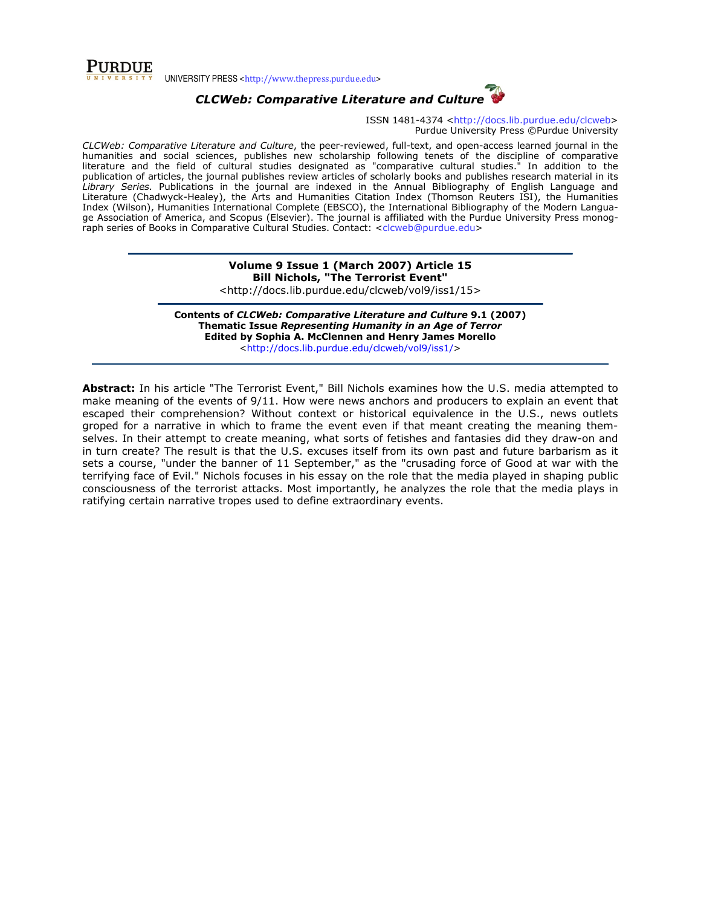UNIVERSITY PRESS <http://www.thepress.purdue.edu>

***CLCWeb: Comparative Literature and Culture***

ISSN 1481-4374 <http://docs.lib.purdue.edu/clcweb>
Purdue University Press ©Purdue University

*CLCWeb: Comparative Literature and Culture*, the peer-reviewed, full-text, and open-access learned journal in the humanities and social sciences, publishes new scholarship following tenets of the discipline of comparative literature and the field of cultural studies designated as "comparative cultural studies." In addition to the publication of articles, the journal publishes review articles of scholarly books and publishes research material in its *Library Series.* Publications in the journal are indexed in the Annual Bibliography of English Language and Literature (Chadwyck-Healey), the Arts and Humanities Citation Index (Thomson Reuters ISI), the Humanities Index (Wilson), Humanities International Complete (EBSCO), the International Bibliography of the Modern Language Association of America, and Scopus (Elsevier). The journal is affiliated with the Purdue University Press monograph series of Books in Comparative Cultural Studies. Contact: <clcweb@purdue.edu>

**Volume 9 Issue 1 (March 2007) Article 15**
**Bill Nichols, "The Terrorist Event"**
<http://docs.lib.purdue.edu/clcweb/vol9/iss1/15>

**Contents of *CLCWeb: Comparative Literature and Culture* 9.1 (2007)**
**Thematic Issue *Representing Humanity in an Age of Terror***
**Edited by Sophia A. McClennen and Henry James Morello**
<http://docs.lib.purdue.edu/clcweb/vol9/iss1/>

**Abstract:** In his article "The Terrorist Event," Bill Nichols examines how the U.S. media attempted to make meaning of the events of 9/11. How were news anchors and producers to explain an event that escaped their comprehension? Without context or historical equivalence in the U.S., news outlets groped for a narrative in which to frame the event even if that meant creating the meaning themselves. In their attempt to create meaning, what sorts of fetishes and fantasies did they draw-on and in turn create? The result is that the U.S. excuses itself from its own past and future barbarism as it sets a course, "under the banner of 11 September," as the "crusading force of Good at war with the terrifying face of Evil." Nichols focuses in his essay on the role that the media played in shaping public consciousness of the terrorist attacks. Most importantly, he analyzes the role that the media plays in ratifying certain narrative tropes used to define extraordinary events.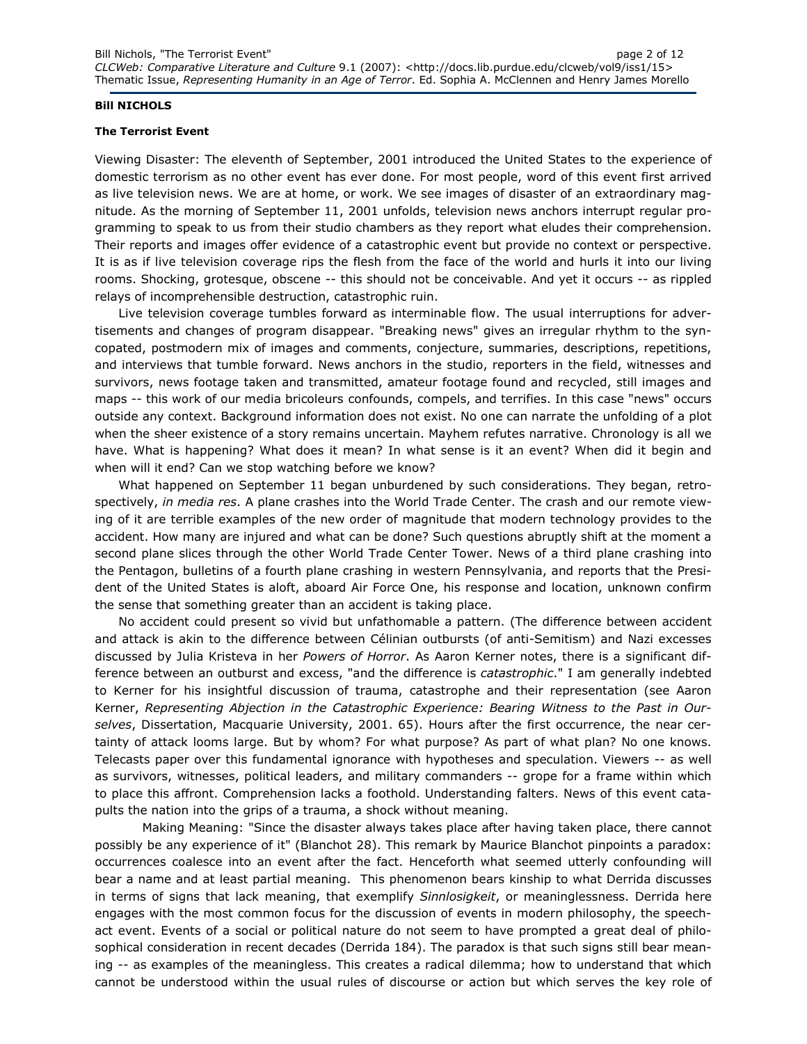**Bill NICHOLS**

**The Terrorist Event**

Viewing Disaster: The eleventh of September, 2001 introduced the United States to the experience of domestic terrorism as no other event has ever done. For most people, word of this event first arrived as live television news. We are at home, or work. We see images of disaster of an extraordinary magnitude. As the morning of September 11, 2001 unfolds, television news anchors interrupt regular programming to speak to us from their studio chambers as they report what eludes their comprehension. Their reports and images offer evidence of a catastrophic event but provide no context or perspective. It is as if live television coverage rips the flesh from the face of the world and hurls it into our living rooms. Shocking, grotesque, obscene -- this should not be conceivable. And yet it occurs -- as rippled relays of incomprehensible destruction, catastrophic ruin.

Live television coverage tumbles forward as interminable flow. The usual interruptions for advertisements and changes of program disappear. "Breaking news" gives an irregular rhythm to the syncopated, postmodern mix of images and comments, conjecture, summaries, descriptions, repetitions, and interviews that tumble forward. News anchors in the studio, reporters in the field, witnesses and survivors, news footage taken and transmitted, amateur footage found and recycled, still images and maps -- this work of our media bricoleurs confounds, compels, and terrifies. In this case "news" occurs outside any context. Background information does not exist. No one can narrate the unfolding of a plot when the sheer existence of a story remains uncertain. Mayhem refutes narrative. Chronology is all we have. What is happening? What does it mean? In what sense is it an event? When did it begin and when will it end? Can we stop watching before we know?

What happened on September 11 began unburdened by such considerations. They began, retrospectively, *in media res*. A plane crashes into the World Trade Center. The crash and our remote viewing of it are terrible examples of the new order of magnitude that modern technology provides to the accident. How many are injured and what can be done? Such questions abruptly shift at the moment a second plane slices through the other World Trade Center Tower. News of a third plane crashing into the Pentagon, bulletins of a fourth plane crashing in western Pennsylvania, and reports that the President of the United States is aloft, aboard Air Force One, his response and location, unknown confirm the sense that something greater than an accident is taking place.

No accident could present so vivid but unfathomable a pattern. (The difference between accident and attack is akin to the difference between Célinian outbursts (of anti-Semitism) and Nazi excesses discussed by Julia Kristeva in her *Powers of Horror*. As Aaron Kerner notes, there is a significant difference between an outburst and excess, "and the difference is *catastrophic*." I am generally indebted to Kerner for his insightful discussion of trauma, catastrophe and their representation (see Aaron Kerner, *Representing Abjection in the Catastrophic Experience: Bearing Witness to the Past in Ourselves*, Dissertation, Macquarie University, 2001. 65). Hours after the first occurrence, the near certainty of attack looms large. But by whom? For what purpose? As part of what plan? No one knows. Telecasts paper over this fundamental ignorance with hypotheses and speculation. Viewers -- as well as survivors, witnesses, political leaders, and military commanders -- grope for a frame within which to place this affront. Comprehension lacks a foothold. Understanding falters. News of this event catapults the nation into the grips of a trauma, a shock without meaning.

Making Meaning: "Since the disaster always takes place after having taken place, there cannot possibly be any experience of it" (Blanchot 28). This remark by Maurice Blanchot pinpoints a paradox: occurrences coalesce into an event after the fact. Henceforth what seemed utterly confounding will bear a name and at least partial meaning. This phenomenon bears kinship to what Derrida discusses in terms of signs that lack meaning, that exemplify *Sinnlosigkeit*, or meaninglessness. Derrida here engages with the most common focus for the discussion of events in modern philosophy, the speech-act event. Events of a social or political nature do not seem to have prompted a great deal of philosophical consideration in recent decades (Derrida 184). The paradox is that such signs still bear meaning -- as examples of the meaningless. This creates a radical dilemma; how to understand that which cannot be understood within the usual rules of discourse or action but which serves the key role of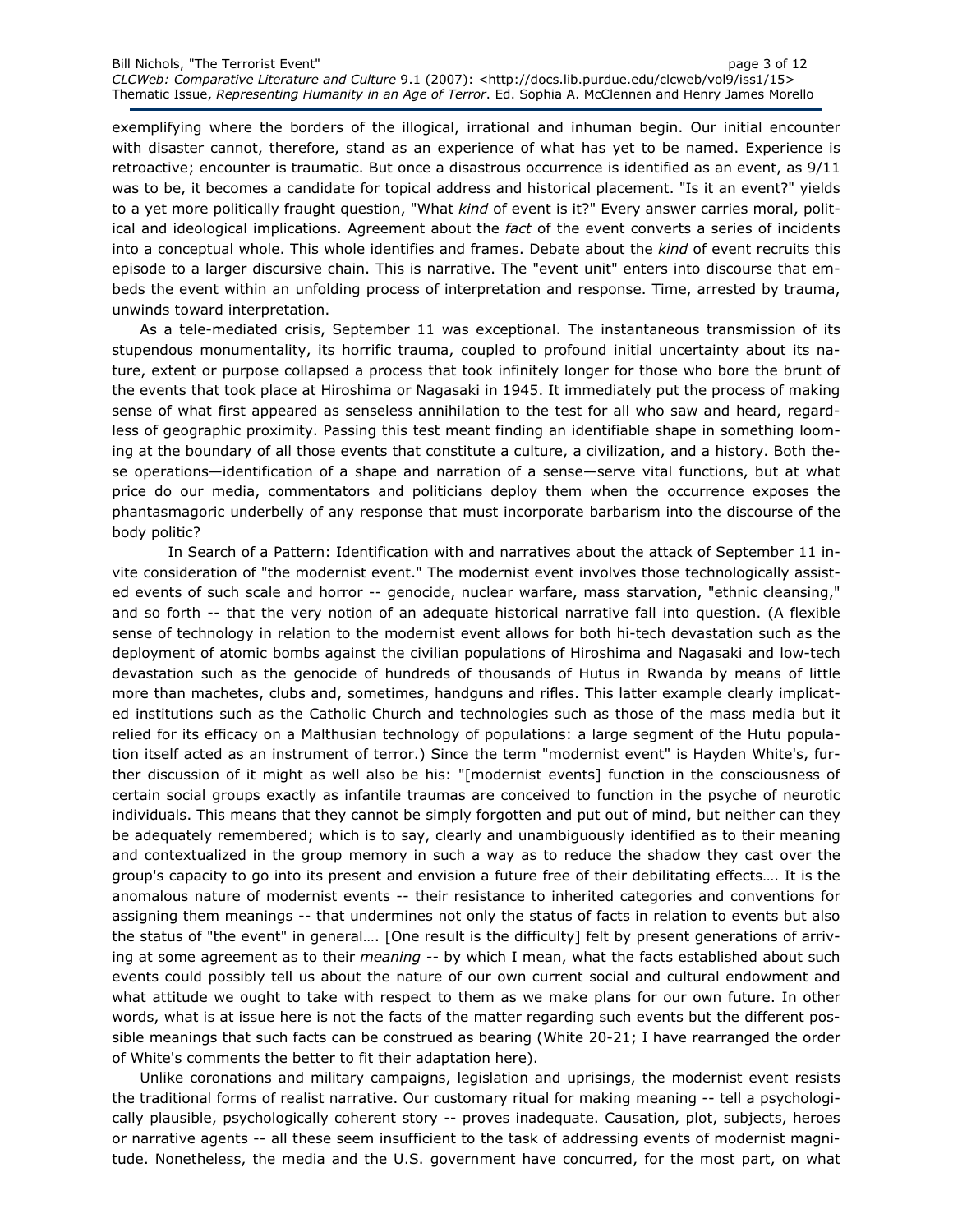exemplifying where the borders of the illogical, irrational and inhuman begin. Our initial encounter with disaster cannot, therefore, stand as an experience of what has yet to be named. Experience is retroactive; encounter is traumatic. But once a disastrous occurrence is identified as an event, as 9/11 was to be, it becomes a candidate for topical address and historical placement. "Is it an event?" yields to a yet more politically fraught question, "What *kind* of event is it?" Every answer carries moral, political and ideological implications. Agreement about the *fact* of the event converts a series of incidents into a conceptual whole. This whole identifies and frames. Debate about the *kind* of event recruits this episode to a larger discursive chain. This is narrative. The "event unit" enters into discourse that embeds the event within an unfolding process of interpretation and response. Time, arrested by trauma, unwinds toward interpretation.

As a tele-mediated crisis, September 11 was exceptional. The instantaneous transmission of its stupendous monumentality, its horrific trauma, coupled to profound initial uncertainty about its nature, extent or purpose collapsed a process that took infinitely longer for those who bore the brunt of the events that took place at Hiroshima or Nagasaki in 1945. It immediately put the process of making sense of what first appeared as senseless annihilation to the test for all who saw and heard, regardless of geographic proximity. Passing this test meant finding an identifiable shape in something looming at the boundary of all those events that constitute a culture, a civilization, and a history. Both these operations—identification of a shape and narration of a sense—serve vital functions, but at what price do our media, commentators and politicians deploy them when the occurrence exposes the phantasmagoric underbelly of any response that must incorporate barbarism into the discourse of the body politic?

In Search of a Pattern: Identification with and narratives about the attack of September 11 invite consideration of "the modernist event." The modernist event involves those technologically assisted events of such scale and horror -- genocide, nuclear warfare, mass starvation, "ethnic cleansing," and so forth -- that the very notion of an adequate historical narrative fall into question. (A flexible sense of technology in relation to the modernist event allows for both hi-tech devastation such as the deployment of atomic bombs against the civilian populations of Hiroshima and Nagasaki and low-tech devastation such as the genocide of hundreds of thousands of Hutus in Rwanda by means of little more than machetes, clubs and, sometimes, handguns and rifles. This latter example clearly implicated institutions such as the Catholic Church and technologies such as those of the mass media but it relied for its efficacy on a Malthusian technology of populations: a large segment of the Hutu population itself acted as an instrument of terror.) Since the term "modernist event" is Hayden White's, further discussion of it might as well also be his: "[modernist events] function in the consciousness of certain social groups exactly as infantile traumas are conceived to function in the psyche of neurotic individuals. This means that they cannot be simply forgotten and put out of mind, but neither can they be adequately remembered; which is to say, clearly and unambiguously identified as to their meaning and contextualized in the group memory in such a way as to reduce the shadow they cast over the group's capacity to go into its present and envision a future free of their debilitating effects…. It is the anomalous nature of modernist events -- their resistance to inherited categories and conventions for assigning them meanings -- that undermines not only the status of facts in relation to events but also the status of "the event" in general…. [One result is the difficulty] felt by present generations of arriving at some agreement as to their *meaning* -- by which I mean, what the facts established about such events could possibly tell us about the nature of our own current social and cultural endowment and what attitude we ought to take with respect to them as we make plans for our own future. In other words, what is at issue here is not the facts of the matter regarding such events but the different possible meanings that such facts can be construed as bearing (White 20-21; I have rearranged the order of White's comments the better to fit their adaptation here).

Unlike coronations and military campaigns, legislation and uprisings, the modernist event resists the traditional forms of realist narrative. Our customary ritual for making meaning -- tell a psychologically plausible, psychologically coherent story -- proves inadequate. Causation, plot, subjects, heroes or narrative agents -- all these seem insufficient to the task of addressing events of modernist magnitude. Nonetheless, the media and the U.S. government have concurred, for the most part, on what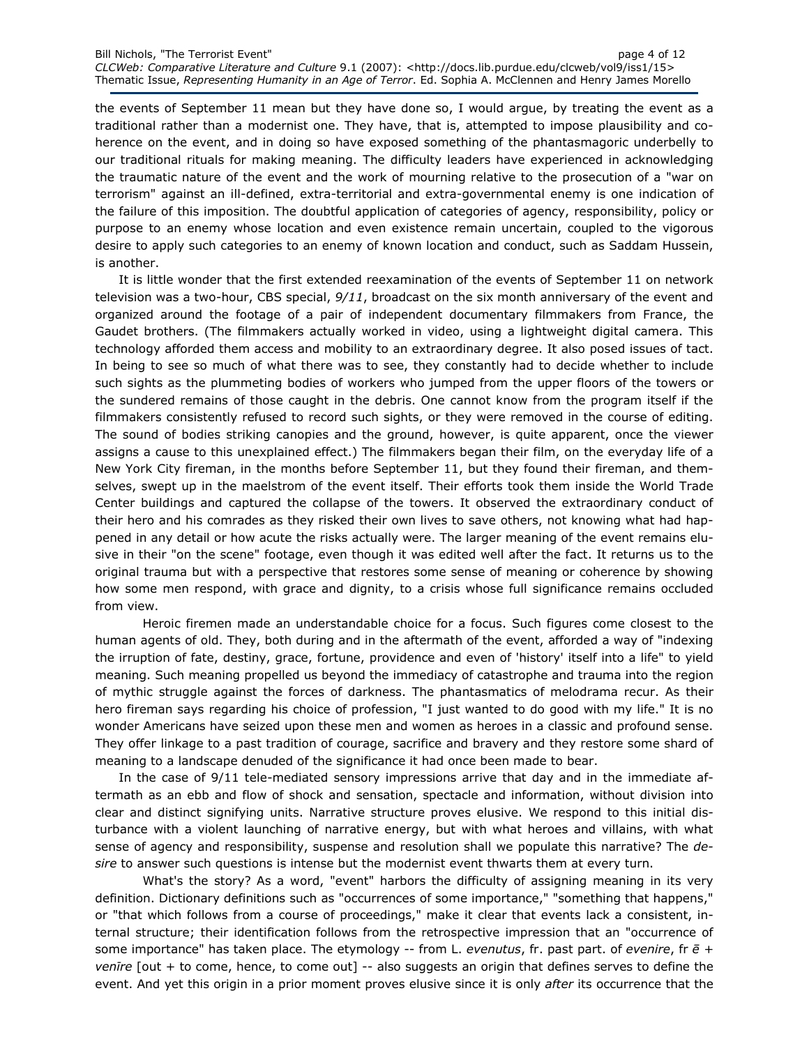the events of September 11 mean but they have done so, I would argue, by treating the event as a traditional rather than a modernist one. They have, that is, attempted to impose plausibility and coherence on the event, and in doing so have exposed something of the phantasmagoric underbelly to our traditional rituals for making meaning. The difficulty leaders have experienced in acknowledging the traumatic nature of the event and the work of mourning relative to the prosecution of a "war on terrorism" against an ill-defined, extra-territorial and extra-governmental enemy is one indication of the failure of this imposition. The doubtful application of categories of agency, responsibility, policy or purpose to an enemy whose location and even existence remain uncertain, coupled to the vigorous desire to apply such categories to an enemy of known location and conduct, such as Saddam Hussein, is another.

It is little wonder that the first extended reexamination of the events of September 11 on network television was a two-hour, CBS special, *9/11*, broadcast on the six month anniversary of the event and organized around the footage of a pair of independent documentary filmmakers from France, the Gaudet brothers. (The filmmakers actually worked in video, using a lightweight digital camera. This technology afforded them access and mobility to an extraordinary degree. It also posed issues of tact. In being to see so much of what there was to see, they constantly had to decide whether to include such sights as the plummeting bodies of workers who jumped from the upper floors of the towers or the sundered remains of those caught in the debris. One cannot know from the program itself if the filmmakers consistently refused to record such sights, or they were removed in the course of editing. The sound of bodies striking canopies and the ground, however, is quite apparent, once the viewer assigns a cause to this unexplained effect.) The filmmakers began their film, on the everyday life of a New York City fireman, in the months before September 11, but they found their fireman, and themselves, swept up in the maelstrom of the event itself. Their efforts took them inside the World Trade Center buildings and captured the collapse of the towers. It observed the extraordinary conduct of their hero and his comrades as they risked their own lives to save others, not knowing what had happened in any detail or how acute the risks actually were. The larger meaning of the event remains elusive in their "on the scene" footage, even though it was edited well after the fact. It returns us to the original trauma but with a perspective that restores some sense of meaning or coherence by showing how some men respond, with grace and dignity, to a crisis whose full significance remains occluded from view.

Heroic firemen made an understandable choice for a focus. Such figures come closest to the human agents of old. They, both during and in the aftermath of the event, afforded a way of "indexing the irruption of fate, destiny, grace, fortune, providence and even of 'history' itself into a life" to yield meaning. Such meaning propelled us beyond the immediacy of catastrophe and trauma into the region of mythic struggle against the forces of darkness. The phantasmatics of melodrama recur. As their hero fireman says regarding his choice of profession, "I just wanted to do good with my life." It is no wonder Americans have seized upon these men and women as heroes in a classic and profound sense. They offer linkage to a past tradition of courage, sacrifice and bravery and they restore some shard of meaning to a landscape denuded of the significance it had once been made to bear.

In the case of 9/11 tele-mediated sensory impressions arrive that day and in the immediate aftermath as an ebb and flow of shock and sensation, spectacle and information, without division into clear and distinct signifying units. Narrative structure proves elusive. We respond to this initial disturbance with a violent launching of narrative energy, but with what heroes and villains, with what sense of agency and responsibility, suspense and resolution shall we populate this narrative? The *desire* to answer such questions is intense but the modernist event thwarts them at every turn.

What's the story? As a word, "event" harbors the difficulty of assigning meaning in its very definition. Dictionary definitions such as "occurrences of some importance," "something that happens," or "that which follows from a course of proceedings," make it clear that events lack a consistent, internal structure; their identification follows from the retrospective impression that an "occurrence of some importance" has taken place. The etymology -- from L. *evenutus*, fr. past part. of *evenire*, fr *ē* + *venīre* [out + to come, hence, to come out] -- also suggests an origin that defines serves to define the event. And yet this origin in a prior moment proves elusive since it is only *after* its occurrence that the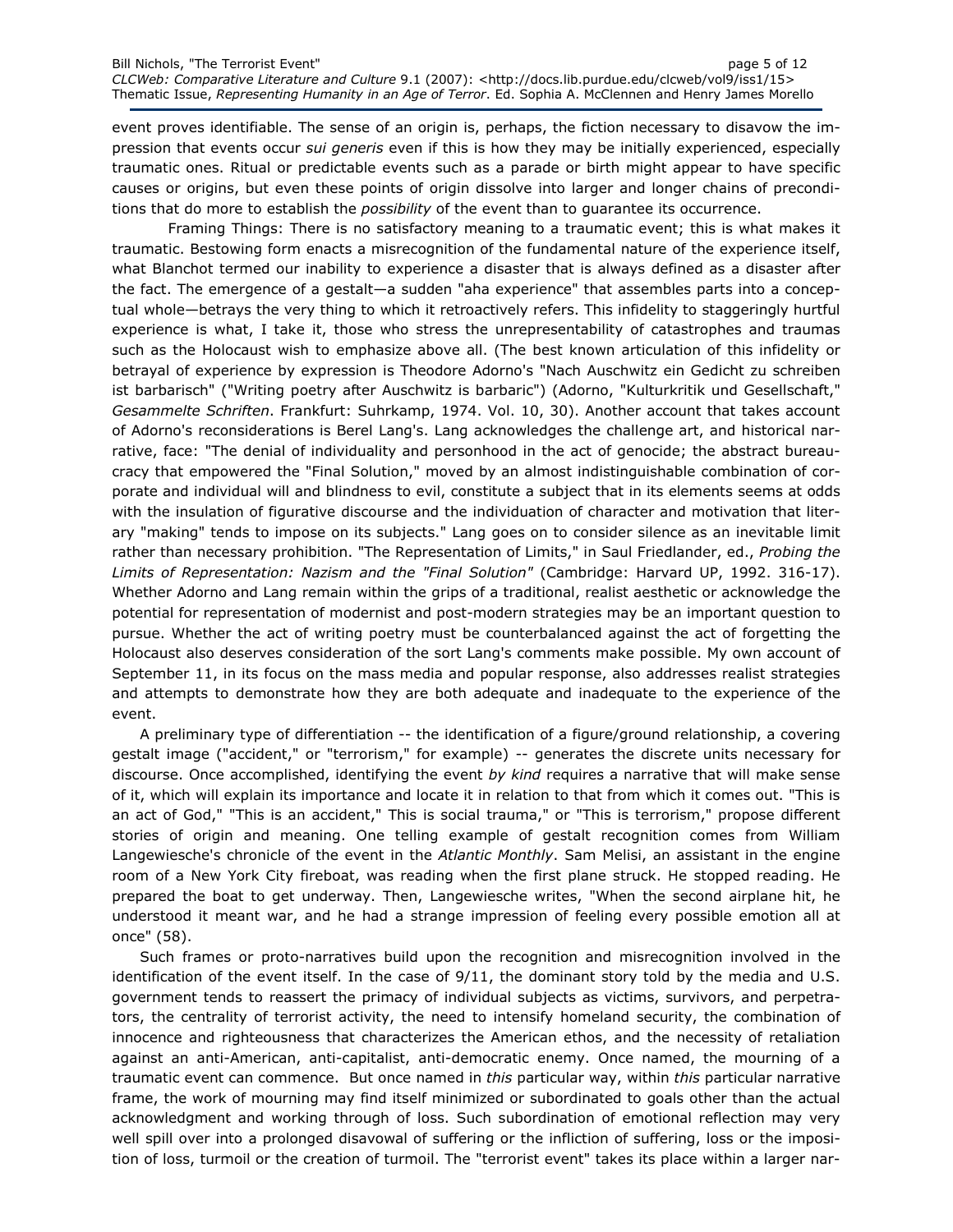event proves identifiable. The sense of an origin is, perhaps, the fiction necessary to disavow the impression that events occur *sui generis* even if this is how they may be initially experienced, especially traumatic ones. Ritual or predictable events such as a parade or birth might appear to have specific causes or origins, but even these points of origin dissolve into larger and longer chains of preconditions that do more to establish the *possibility* of the event than to guarantee its occurrence.

Framing Things: There is no satisfactory meaning to a traumatic event; this is what makes it traumatic. Bestowing form enacts a misrecognition of the fundamental nature of the experience itself, what Blanchot termed our inability to experience a disaster that is always defined as a disaster after the fact. The emergence of a gestalt—a sudden "aha experience" that assembles parts into a conceptual whole—betrays the very thing to which it retroactively refers. This infidelity to staggeringly hurtful experience is what, I take it, those who stress the unrepresentability of catastrophes and traumas such as the Holocaust wish to emphasize above all. (The best known articulation of this infidelity or betrayal of experience by expression is Theodore Adorno's "Nach Auschwitz ein Gedicht zu schreiben ist barbarisch" ("Writing poetry after Auschwitz is barbaric") (Adorno, "Kulturkritik und Gesellschaft," *Gesammelte Schriften*. Frankfurt: Suhrkamp, 1974. Vol. 10, 30). Another account that takes account of Adorno's reconsiderations is Berel Lang's. Lang acknowledges the challenge art, and historical narrative, face: "The denial of individuality and personhood in the act of genocide; the abstract bureaucracy that empowered the "Final Solution," moved by an almost indistinguishable combination of corporate and individual will and blindness to evil, constitute a subject that in its elements seems at odds with the insulation of figurative discourse and the individuation of character and motivation that literary "making" tends to impose on its subjects." Lang goes on to consider silence as an inevitable limit rather than necessary prohibition. "The Representation of Limits," in Saul Friedlander, ed., *Probing the Limits of Representation: Nazism and the "Final Solution"* (Cambridge: Harvard UP, 1992. 316-17). Whether Adorno and Lang remain within the grips of a traditional, realist aesthetic or acknowledge the potential for representation of modernist and post-modern strategies may be an important question to pursue. Whether the act of writing poetry must be counterbalanced against the act of forgetting the Holocaust also deserves consideration of the sort Lang's comments make possible. My own account of September 11, in its focus on the mass media and popular response, also addresses realist strategies and attempts to demonstrate how they are both adequate and inadequate to the experience of the event.

A preliminary type of differentiation -- the identification of a figure/ground relationship, a covering gestalt image ("accident," or "terrorism," for example) -- generates the discrete units necessary for discourse. Once accomplished, identifying the event *by kind* requires a narrative that will make sense of it, which will explain its importance and locate it in relation to that from which it comes out. "This is an act of God," "This is an accident," This is social trauma," or "This is terrorism," propose different stories of origin and meaning. One telling example of gestalt recognition comes from William Langewiesche's chronicle of the event in the *Atlantic Monthly*. Sam Melisi, an assistant in the engine room of a New York City fireboat, was reading when the first plane struck. He stopped reading. He prepared the boat to get underway. Then, Langewiesche writes, "When the second airplane hit, he understood it meant war, and he had a strange impression of feeling every possible emotion all at once" (58).

Such frames or proto-narratives build upon the recognition and misrecognition involved in the identification of the event itself. In the case of 9/11, the dominant story told by the media and U.S. government tends to reassert the primacy of individual subjects as victims, survivors, and perpetrators, the centrality of terrorist activity, the need to intensify homeland security, the combination of innocence and righteousness that characterizes the American ethos, and the necessity of retaliation against an anti-American, anti-capitalist, anti-democratic enemy. Once named, the mourning of a traumatic event can commence. But once named in *this* particular way, within *this* particular narrative frame, the work of mourning may find itself minimized or subordinated to goals other than the actual acknowledgment and working through of loss. Such subordination of emotional reflection may very well spill over into a prolonged disavowal of suffering or the infliction of suffering, loss or the imposition of loss, turmoil or the creation of turmoil. The "terrorist event" takes its place within a larger nar-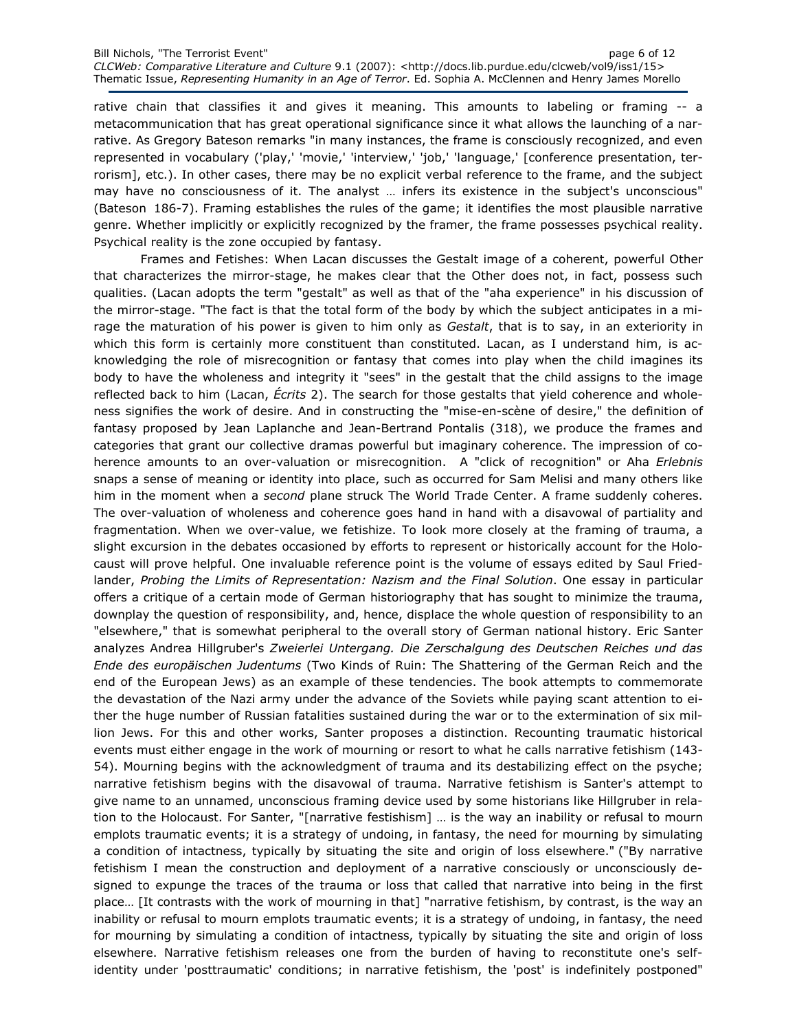rative chain that classifies it and gives it meaning. This amounts to labeling or framing -- a metacommunication that has great operational significance since it what allows the launching of a narrative. As Gregory Bateson remarks "in many instances, the frame is consciously recognized, and even represented in vocabulary ('play,' 'movie,' 'interview,' 'job,' 'language,' [conference presentation, terrorism], etc.). In other cases, there may be no explicit verbal reference to the frame, and the subject may have no consciousness of it. The analyst … infers its existence in the subject's unconscious" (Bateson 186-7). Framing establishes the rules of the game; it identifies the most plausible narrative genre. Whether implicitly or explicitly recognized by the framer, the frame possesses psychical reality. Psychical reality is the zone occupied by fantasy.

Frames and Fetishes: When Lacan discusses the Gestalt image of a coherent, powerful Other that characterizes the mirror-stage, he makes clear that the Other does not, in fact, possess such qualities. (Lacan adopts the term "gestalt" as well as that of the "aha experience" in his discussion of the mirror-stage. "The fact is that the total form of the body by which the subject anticipates in a mirage the maturation of his power is given to him only as *Gestalt*, that is to say, in an exteriority in which this form is certainly more constituent than constituted. Lacan, as I understand him, is acknowledging the role of misrecognition or fantasy that comes into play when the child imagines its body to have the wholeness and integrity it "sees" in the gestalt that the child assigns to the image reflected back to him (Lacan, *Écrits* 2). The search for those gestalts that yield coherence and wholeness signifies the work of desire. And in constructing the "mise-en-scène of desire," the definition of fantasy proposed by Jean Laplanche and Jean-Bertrand Pontalis (318), we produce the frames and categories that grant our collective dramas powerful but imaginary coherence. The impression of coherence amounts to an over-valuation or misrecognition. A "click of recognition" or Aha *Erlebnis* snaps a sense of meaning or identity into place, such as occurred for Sam Melisi and many others like him in the moment when a *second* plane struck The World Trade Center. A frame suddenly coheres. The over-valuation of wholeness and coherence goes hand in hand with a disavowal of partiality and fragmentation. When we over-value, we fetishize. To look more closely at the framing of trauma, a slight excursion in the debates occasioned by efforts to represent or historically account for the Holocaust will prove helpful. One invaluable reference point is the volume of essays edited by Saul Friedlander, *Probing the Limits of Representation: Nazism and the Final Solution*. One essay in particular offers a critique of a certain mode of German historiography that has sought to minimize the trauma, downplay the question of responsibility, and, hence, displace the whole question of responsibility to an "elsewhere," that is somewhat peripheral to the overall story of German national history. Eric Santer analyzes Andrea Hillgruber's *Zweierlei Untergang. Die Zerschalgung des Deutschen Reiches und das Ende des europäischen Judentums* (Two Kinds of Ruin: The Shattering of the German Reich and the end of the European Jews) as an example of these tendencies. The book attempts to commemorate the devastation of the Nazi army under the advance of the Soviets while paying scant attention to either the huge number of Russian fatalities sustained during the war or to the extermination of six million Jews. For this and other works, Santer proposes a distinction. Recounting traumatic historical events must either engage in the work of mourning or resort to what he calls narrative fetishism (143-54). Mourning begins with the acknowledgment of trauma and its destabilizing effect on the psyche; narrative fetishism begins with the disavowal of trauma. Narrative fetishism is Santer's attempt to give name to an unnamed, unconscious framing device used by some historians like Hillgruber in relation to the Holocaust. For Santer, "[narrative festishism] … is the way an inability or refusal to mourn emplots traumatic events; it is a strategy of undoing, in fantasy, the need for mourning by simulating a condition of intactness, typically by situating the site and origin of loss elsewhere." ("By narrative fetishism I mean the construction and deployment of a narrative consciously or unconsciously designed to expunge the traces of the trauma or loss that called that narrative into being in the first place… [It contrasts with the work of mourning in that] "narrative fetishism, by contrast, is the way an inability or refusal to mourn emplots traumatic events; it is a strategy of undoing, in fantasy, the need for mourning by simulating a condition of intactness, typically by situating the site and origin of loss elsewhere. Narrative fetishism releases one from the burden of having to reconstitute one's self-identity under 'posttraumatic' conditions; in narrative fetishism, the 'post' is indefinitely postponed"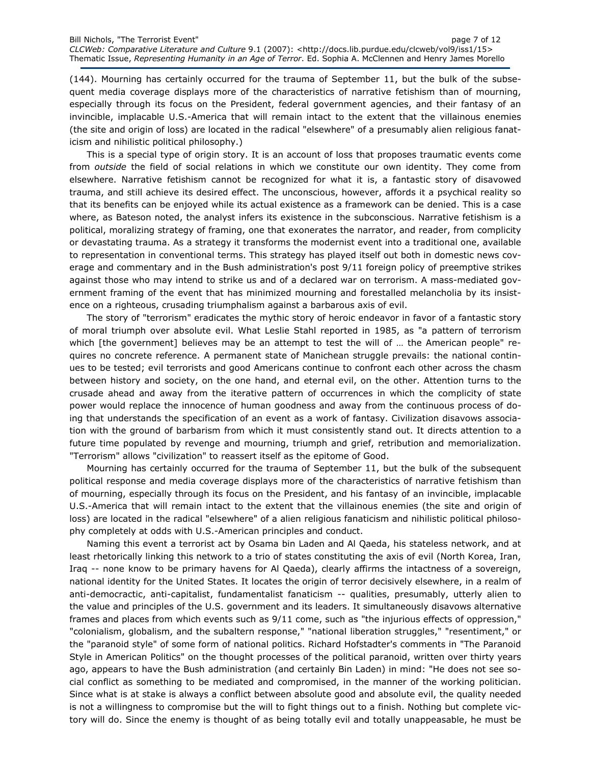(144). Mourning has certainly occurred for the trauma of September 11, but the bulk of the subsequent media coverage displays more of the characteristics of narrative fetishism than of mourning, especially through its focus on the President, federal government agencies, and their fantasy of an invincible, implacable U.S.-America that will remain intact to the extent that the villainous enemies (the site and origin of loss) are located in the radical "elsewhere" of a presumably alien religious fanaticism and nihilistic political philosophy.)

This is a special type of origin story. It is an account of loss that proposes traumatic events come from *outside* the field of social relations in which we constitute our own identity. They come from elsewhere. Narrative fetishism cannot be recognized for what it is, a fantastic story of disavowed trauma, and still achieve its desired effect. The unconscious, however, affords it a psychical reality so that its benefits can be enjoyed while its actual existence as a framework can be denied. This is a case where, as Bateson noted, the analyst infers its existence in the subconscious. Narrative fetishism is a political, moralizing strategy of framing, one that exonerates the narrator, and reader, from complicity or devastating trauma. As a strategy it transforms the modernist event into a traditional one, available to representation in conventional terms. This strategy has played itself out both in domestic news coverage and commentary and in the Bush administration's post 9/11 foreign policy of preemptive strikes against those who may intend to strike us and of a declared war on terrorism. A mass-mediated government framing of the event that has minimized mourning and forestalled melancholia by its insistence on a righteous, crusading triumphalism against a barbarous axis of evil.

The story of "terrorism" eradicates the mythic story of heroic endeavor in favor of a fantastic story of moral triumph over absolute evil. What Leslie Stahl reported in 1985, as "a pattern of terrorism which [the government] believes may be an attempt to test the will of … the American people" requires no concrete reference. A permanent state of Manichean struggle prevails: the national continues to be tested; evil terrorists and good Americans continue to confront each other across the chasm between history and society, on the one hand, and eternal evil, on the other. Attention turns to the crusade ahead and away from the iterative pattern of occurrences in which the complicity of state power would replace the innocence of human goodness and away from the continuous process of doing that understands the specification of an event as a work of fantasy. Civilization disavows association with the ground of barbarism from which it must consistently stand out. It directs attention to a future time populated by revenge and mourning, triumph and grief, retribution and memorialization. "Terrorism" allows "civilization" to reassert itself as the epitome of Good.

Mourning has certainly occurred for the trauma of September 11, but the bulk of the subsequent political response and media coverage displays more of the characteristics of narrative fetishism than of mourning, especially through its focus on the President, and his fantasy of an invincible, implacable U.S.-America that will remain intact to the extent that the villainous enemies (the site and origin of loss) are located in the radical "elsewhere" of a alien religious fanaticism and nihilistic political philosophy completely at odds with U.S.-American principles and conduct.

Naming this event a terrorist act by Osama bin Laden and Al Qaeda, his stateless network, and at least rhetorically linking this network to a trio of states constituting the axis of evil (North Korea, Iran, Iraq -- none know to be primary havens for Al Qaeda), clearly affirms the intactness of a sovereign, national identity for the United States. It locates the origin of terror decisively elsewhere, in a realm of anti-democractic, anti-capitalist, fundamentalist fanaticism -- qualities, presumably, utterly alien to the value and principles of the U.S. government and its leaders. It simultaneously disavows alternative frames and places from which events such as 9/11 come, such as "the injurious effects of oppression," "colonialism, globalism, and the subaltern response," "national liberation struggles," "resentiment," or the "paranoid style" of some form of national politics. Richard Hofstadter's comments in "The Paranoid Style in American Politics" on the thought processes of the political paranoid, written over thirty years ago, appears to have the Bush administration (and certainly Bin Laden) in mind: "He does not see social conflict as something to be mediated and compromised, in the manner of the working politician. Since what is at stake is always a conflict between absolute good and absolute evil, the quality needed is not a willingness to compromise but the will to fight things out to a finish. Nothing but complete victory will do. Since the enemy is thought of as being totally evil and totally unappeasable, he must be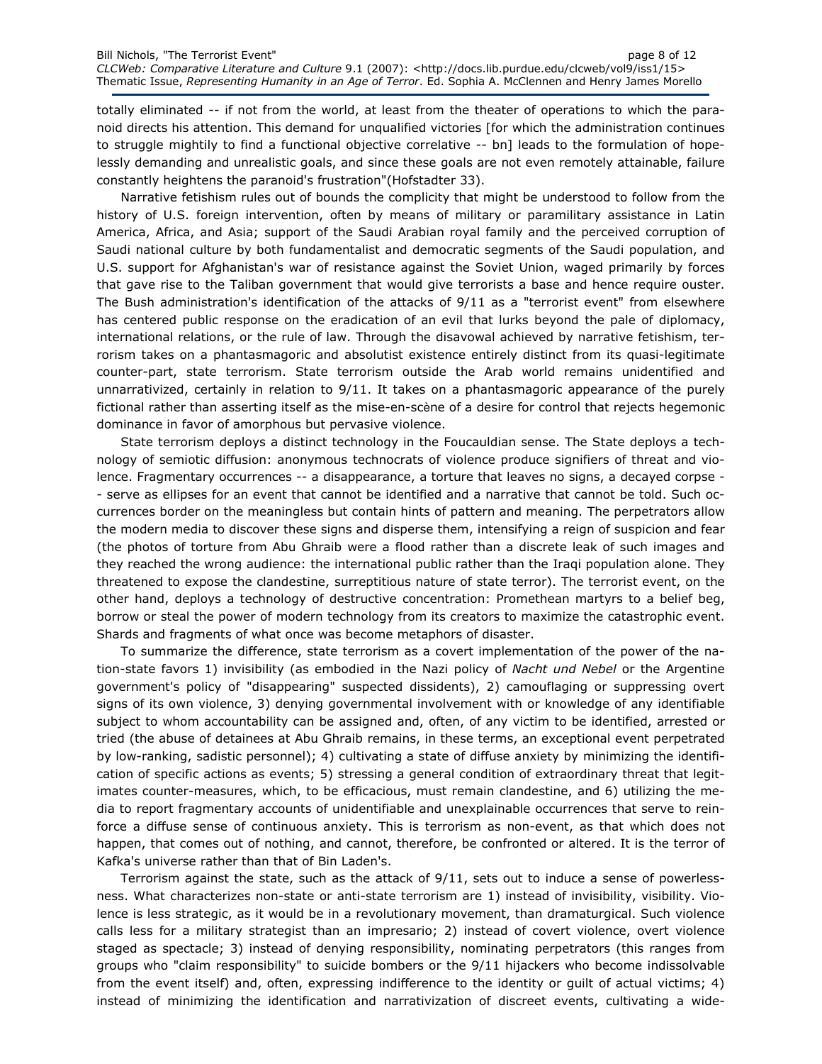totally eliminated -- if not from the world, at least from the theater of operations to which the paranoid directs his attention. This demand for unqualified victories [for which the administration continues to struggle mightily to find a functional objective correlative -- bn] leads to the formulation of hopelessly demanding and unrealistic goals, and since these goals are not even remotely attainable, failure constantly heightens the paranoid's frustration"(Hofstadter 33).

Narrative fetishism rules out of bounds the complicity that might be understood to follow from the history of U.S. foreign intervention, often by means of military or paramilitary assistance in Latin America, Africa, and Asia; support of the Saudi Arabian royal family and the perceived corruption of Saudi national culture by both fundamentalist and democratic segments of the Saudi population, and U.S. support for Afghanistan's war of resistance against the Soviet Union, waged primarily by forces that gave rise to the Taliban government that would give terrorists a base and hence require ouster. The Bush administration's identification of the attacks of 9/11 as a "terrorist event" from elsewhere has centered public response on the eradication of an evil that lurks beyond the pale of diplomacy, international relations, or the rule of law. Through the disavowal achieved by narrative fetishism, terrorism takes on a phantasmagoric and absolutist existence entirely distinct from its quasi-legitimate counter-part, state terrorism. State terrorism outside the Arab world remains unidentified and unnarrativized, certainly in relation to 9/11. It takes on a phantasmagoric appearance of the purely fictional rather than asserting itself as the mise-en-scène of a desire for control that rejects hegemonic dominance in favor of amorphous but pervasive violence.

State terrorism deploys a distinct technology in the Foucauldian sense. The State deploys a technology of semiotic diffusion: anonymous technocrats of violence produce signifiers of threat and violence. Fragmentary occurrences -- a disappearance, a torture that leaves no signs, a decayed corpse -- serve as ellipses for an event that cannot be identified and a narrative that cannot be told. Such occurrences border on the meaningless but contain hints of pattern and meaning. The perpetrators allow the modern media to discover these signs and disperse them, intensifying a reign of suspicion and fear (the photos of torture from Abu Ghraib were a flood rather than a discrete leak of such images and they reached the wrong audience: the international public rather than the Iraqi population alone. They threatened to expose the clandestine, surreptitious nature of state terror). The terrorist event, on the other hand, deploys a technology of destructive concentration: Promethean martyrs to a belief beg, borrow or steal the power of modern technology from its creators to maximize the catastrophic event. Shards and fragments of what once was become metaphors of disaster.

To summarize the difference, state terrorism as a covert implementation of the power of the nation-state favors 1) invisibility (as embodied in the Nazi policy of *Nacht und Nebel* or the Argentine government's policy of "disappearing" suspected dissidents), 2) camouflaging or suppressing overt signs of its own violence, 3) denying governmental involvement with or knowledge of any identifiable subject to whom accountability can be assigned and, often, of any victim to be identified, arrested or tried (the abuse of detainees at Abu Ghraib remains, in these terms, an exceptional event perpetrated by low-ranking, sadistic personnel); 4) cultivating a state of diffuse anxiety by minimizing the identification of specific actions as events; 5) stressing a general condition of extraordinary threat that legitimates counter-measures, which, to be efficacious, must remain clandestine, and 6) utilizing the media to report fragmentary accounts of unidentifiable and unexplainable occurrences that serve to reinforce a diffuse sense of continuous anxiety. This is terrorism as non-event, as that which does not happen, that comes out of nothing, and cannot, therefore, be confronted or altered. It is the terror of Kafka's universe rather than that of Bin Laden's.

Terrorism against the state, such as the attack of 9/11, sets out to induce a sense of powerlessness. What characterizes non-state or anti-state terrorism are 1) instead of invisibility, visibility. Violence is less strategic, as it would be in a revolutionary movement, than dramaturgical. Such violence calls less for a military strategist than an impresario; 2) instead of covert violence, overt violence staged as spectacle; 3) instead of denying responsibility, nominating perpetrators (this ranges from groups who "claim responsibility" to suicide bombers or the 9/11 hijackers who become indissolvable from the event itself) and, often, expressing indifference to the identity or guilt of actual victims; 4) instead of minimizing the identification and narrativization of discreet events, cultivating a wide-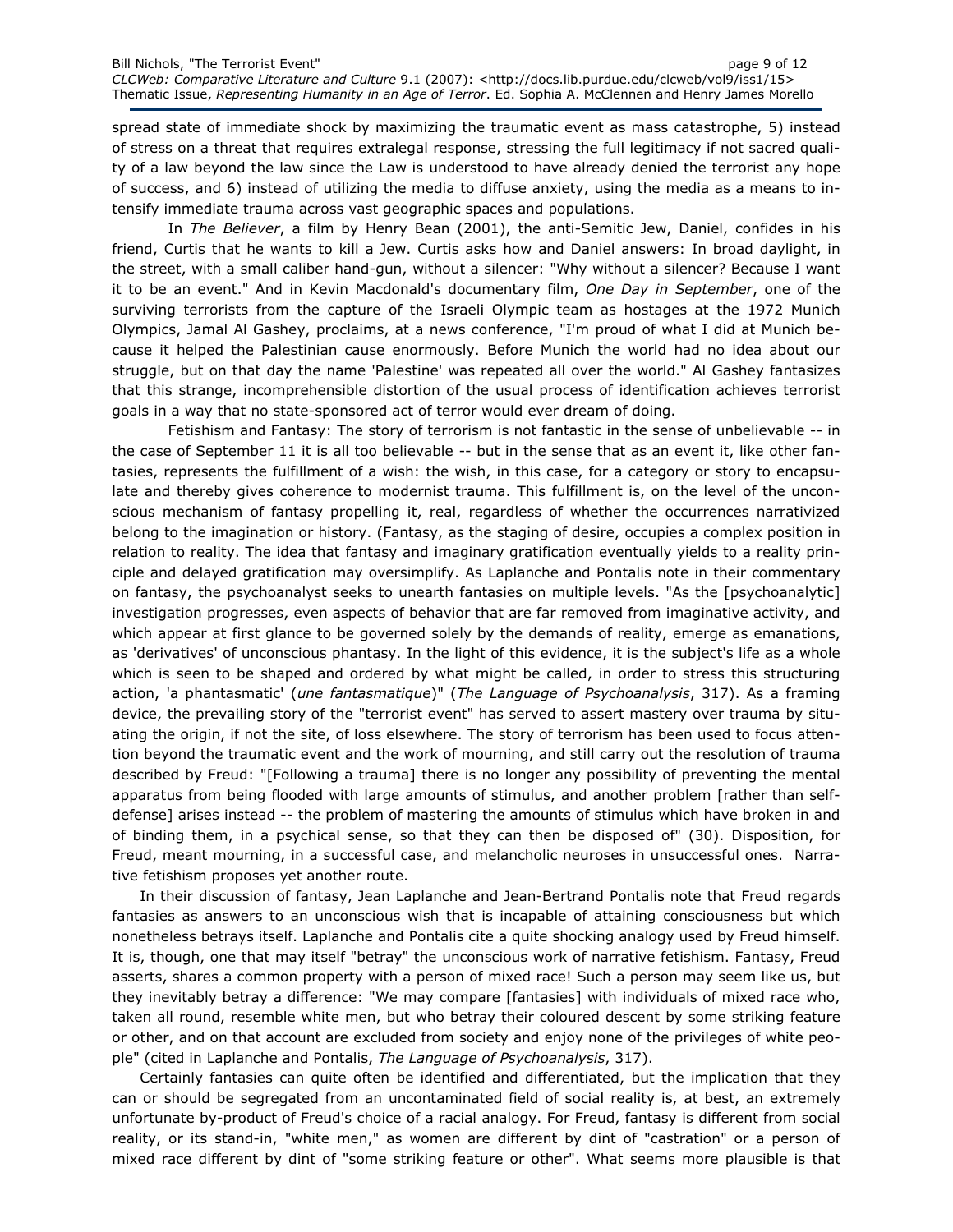spread state of immediate shock by maximizing the traumatic event as mass catastrophe, 5) instead of stress on a threat that requires extralegal response, stressing the full legitimacy if not sacred quality of a law beyond the law since the Law is understood to have already denied the terrorist any hope of success, and 6) instead of utilizing the media to diffuse anxiety, using the media as a means to intensify immediate trauma across vast geographic spaces and populations.

In *The Believer*, a film by Henry Bean (2001), the anti-Semitic Jew, Daniel, confides in his friend, Curtis that he wants to kill a Jew. Curtis asks how and Daniel answers: In broad daylight, in the street, with a small caliber hand-gun, without a silencer: "Why without a silencer? Because I want it to be an event." And in Kevin Macdonald's documentary film, *One Day in September*, one of the surviving terrorists from the capture of the Israeli Olympic team as hostages at the 1972 Munich Olympics, Jamal Al Gashey, proclaims, at a news conference, "I'm proud of what I did at Munich because it helped the Palestinian cause enormously. Before Munich the world had no idea about our struggle, but on that day the name 'Palestine' was repeated all over the world." Al Gashey fantasizes that this strange, incomprehensible distortion of the usual process of identification achieves terrorist goals in a way that no state-sponsored act of terror would ever dream of doing.

Fetishism and Fantasy: The story of terrorism is not fantastic in the sense of unbelievable -- in the case of September 11 it is all too believable -- but in the sense that as an event it, like other fantasies, represents the fulfillment of a wish: the wish, in this case, for a category or story to encapsulate and thereby gives coherence to modernist trauma. This fulfillment is, on the level of the unconscious mechanism of fantasy propelling it, real, regardless of whether the occurrences narrativized belong to the imagination or history. (Fantasy, as the staging of desire, occupies a complex position in relation to reality. The idea that fantasy and imaginary gratification eventually yields to a reality principle and delayed gratification may oversimplify. As Laplanche and Pontalis note in their commentary on fantasy, the psychoanalyst seeks to unearth fantasies on multiple levels. "As the [psychoanalytic] investigation progresses, even aspects of behavior that are far removed from imaginative activity, and which appear at first glance to be governed solely by the demands of reality, emerge as emanations, as 'derivatives' of unconscious phantasy. In the light of this evidence, it is the subject's life as a whole which is seen to be shaped and ordered by what might be called, in order to stress this structuring action, 'a phantasmatic' (*une fantasmatique*)" (*The Language of Psychoanalysis*, 317). As a framing device, the prevailing story of the "terrorist event" has served to assert mastery over trauma by situating the origin, if not the site, of loss elsewhere. The story of terrorism has been used to focus attention beyond the traumatic event and the work of mourning, and still carry out the resolution of trauma described by Freud: "[Following a trauma] there is no longer any possibility of preventing the mental apparatus from being flooded with large amounts of stimulus, and another problem [rather than self-defense] arises instead -- the problem of mastering the amounts of stimulus which have broken in and of binding them, in a psychical sense, so that they can then be disposed of" (30). Disposition, for Freud, meant mourning, in a successful case, and melancholic neuroses in unsuccessful ones. Narrative fetishism proposes yet another route.

In their discussion of fantasy, Jean Laplanche and Jean-Bertrand Pontalis note that Freud regards fantasies as answers to an unconscious wish that is incapable of attaining consciousness but which nonetheless betrays itself. Laplanche and Pontalis cite a quite shocking analogy used by Freud himself. It is, though, one that may itself "betray" the unconscious work of narrative fetishism. Fantasy, Freud asserts, shares a common property with a person of mixed race! Such a person may seem like us, but they inevitably betray a difference: "We may compare [fantasies] with individuals of mixed race who, taken all round, resemble white men, but who betray their coloured descent by some striking feature or other, and on that account are excluded from society and enjoy none of the privileges of white people" (cited in Laplanche and Pontalis, *The Language of Psychoanalysis*, 317).

Certainly fantasies can quite often be identified and differentiated, but the implication that they can or should be segregated from an uncontaminated field of social reality is, at best, an extremely unfortunate by-product of Freud's choice of a racial analogy. For Freud, fantasy is different from social reality, or its stand-in, "white men," as women are different by dint of "castration" or a person of mixed race different by dint of "some striking feature or other". What seems more plausible is that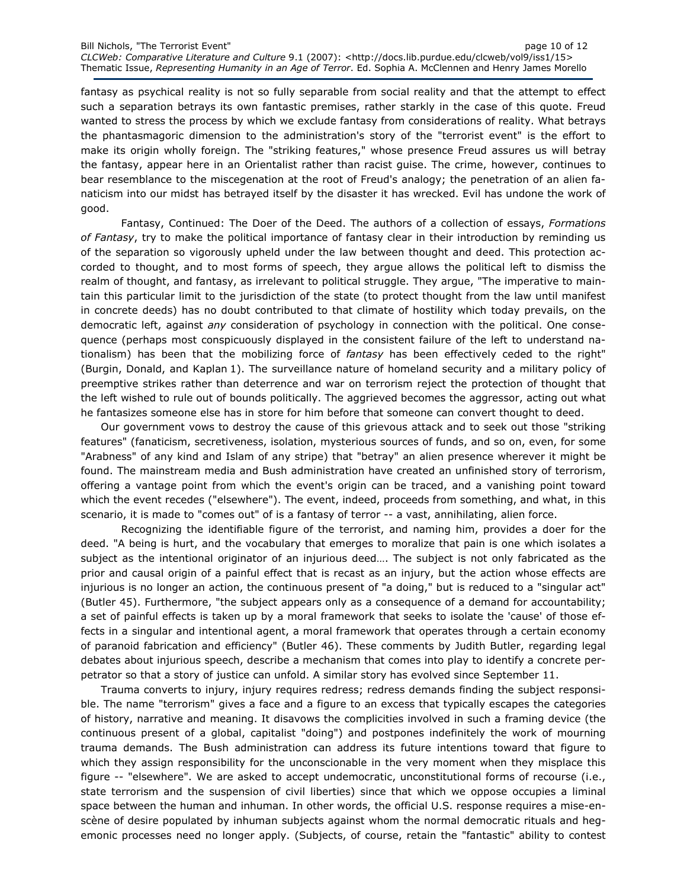fantasy as psychical reality is not so fully separable from social reality and that the attempt to effect such a separation betrays its own fantastic premises, rather starkly in the case of this quote. Freud wanted to stress the process by which we exclude fantasy from considerations of reality. What betrays the phantasmagoric dimension to the administration's story of the "terrorist event" is the effort to make its origin wholly foreign. The "striking features," whose presence Freud assures us will betray the fantasy, appear here in an Orientalist rather than racist guise. The crime, however, continues to bear resemblance to the miscegenation at the root of Freud's analogy; the penetration of an alien fanaticism into our midst has betrayed itself by the disaster it has wrecked. Evil has undone the work of good.

Fantasy, Continued: The Doer of the Deed. The authors of a collection of essays, *Formations of Fantasy*, try to make the political importance of fantasy clear in their introduction by reminding us of the separation so vigorously upheld under the law between thought and deed. This protection accorded to thought, and to most forms of speech, they argue allows the political left to dismiss the realm of thought, and fantasy, as irrelevant to political struggle. They argue, "The imperative to maintain this particular limit to the jurisdiction of the state (to protect thought from the law until manifest in concrete deeds) has no doubt contributed to that climate of hostility which today prevails, on the democratic left, against *any* consideration of psychology in connection with the political. One consequence (perhaps most conspicuously displayed in the consistent failure of the left to understand nationalism) has been that the mobilizing force of *fantasy* has been effectively ceded to the right" (Burgin, Donald, and Kaplan 1). The surveillance nature of homeland security and a military policy of preemptive strikes rather than deterrence and war on terrorism reject the protection of thought that the left wished to rule out of bounds politically. The aggrieved becomes the aggressor, acting out what he fantasizes someone else has in store for him before that someone can convert thought to deed.

Our government vows to destroy the cause of this grievous attack and to seek out those "striking features" (fanaticism, secretiveness, isolation, mysterious sources of funds, and so on, even, for some "Arabness" of any kind and Islam of any stripe) that "betray" an alien presence wherever it might be found. The mainstream media and Bush administration have created an unfinished story of terrorism, offering a vantage point from which the event's origin can be traced, and a vanishing point toward which the event recedes ("elsewhere"). The event, indeed, proceeds from something, and what, in this scenario, it is made to "comes out" of is a fantasy of terror -- a vast, annihilating, alien force.

Recognizing the identifiable figure of the terrorist, and naming him, provides a doer for the deed. "A being is hurt, and the vocabulary that emerges to moralize that pain is one which isolates a subject as the intentional originator of an injurious deed…. The subject is not only fabricated as the prior and causal origin of a painful effect that is recast as an injury, but the action whose effects are injurious is no longer an action, the continuous present of "a doing," but is reduced to a "singular act" (Butler 45). Furthermore, "the subject appears only as a consequence of a demand for accountability; a set of painful effects is taken up by a moral framework that seeks to isolate the 'cause' of those effects in a singular and intentional agent, a moral framework that operates through a certain economy of paranoid fabrication and efficiency" (Butler 46). These comments by Judith Butler, regarding legal debates about injurious speech, describe a mechanism that comes into play to identify a concrete perpetrator so that a story of justice can unfold. A similar story has evolved since September 11.

Trauma converts to injury, injury requires redress; redress demands finding the subject responsible. The name "terrorism" gives a face and a figure to an excess that typically escapes the categories of history, narrative and meaning. It disavows the complicities involved in such a framing device (the continuous present of a global, capitalist "doing") and postpones indefinitely the work of mourning trauma demands. The Bush administration can address its future intentions toward that figure to which they assign responsibility for the unconscionable in the very moment when they misplace this figure -- "elsewhere". We are asked to accept undemocratic, unconstitutional forms of recourse (i.e., state terrorism and the suspension of civil liberties) since that which we oppose occupies a liminal space between the human and inhuman. In other words, the official U.S. response requires a mise-en-scène of desire populated by inhuman subjects against whom the normal democratic rituals and hegemonic processes need no longer apply. (Subjects, of course, retain the "fantastic" ability to contest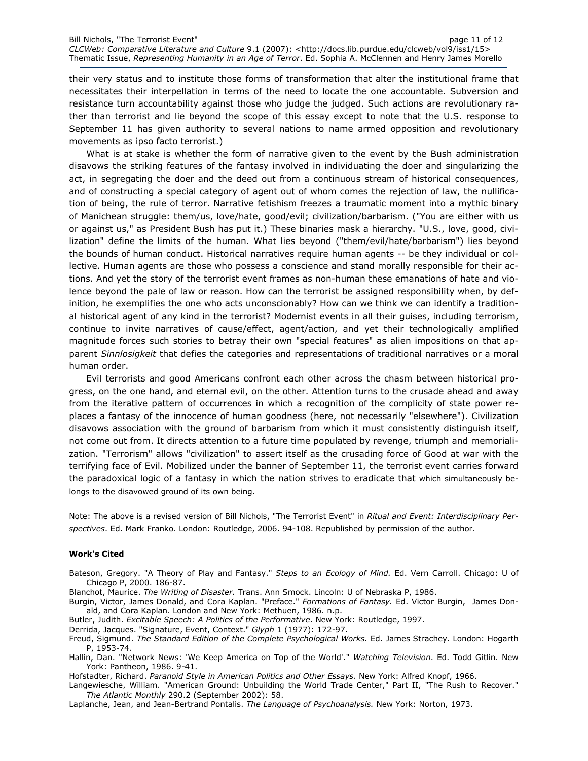their very status and to institute those forms of transformation that alter the institutional frame that necessitates their interpellation in terms of the need to locate the one accountable. Subversion and resistance turn accountability against those who judge the judged. Such actions are revolutionary rather than terrorist and lie beyond the scope of this essay except to note that the U.S. response to September 11 has given authority to several nations to name armed opposition and revolutionary movements as ipso facto terrorist.)

What is at stake is whether the form of narrative given to the event by the Bush administration disavows the striking features of the fantasy involved in individuating the doer and singularizing the act, in segregating the doer and the deed out from a continuous stream of historical consequences, and of constructing a special category of agent out of whom comes the rejection of law, the nullification of being, the rule of terror. Narrative fetishism freezes a traumatic moment into a mythic binary of Manichean struggle: them/us, love/hate, good/evil; civilization/barbarism. ("You are either with us or against us," as President Bush has put it.) These binaries mask a hierarchy. "U.S., love, good, civilization" define the limits of the human. What lies beyond ("them/evil/hate/barbarism") lies beyond the bounds of human conduct. Historical narratives require human agents -- be they individual or collective. Human agents are those who possess a conscience and stand morally responsible for their actions. And yet the story of the terrorist event frames as non-human these emanations of hate and violence beyond the pale of law or reason. How can the terrorist be assigned responsibility when, by definition, he exemplifies the one who acts unconscionably? How can we think we can identify a traditional historical agent of any kind in the terrorist? Modernist events in all their guises, including terrorism, continue to invite narratives of cause/effect, agent/action, and yet their technologically amplified magnitude forces such stories to betray their own "special features" as alien impositions on that apparent *Sinnlosigkeit* that defies the categories and representations of traditional narratives or a moral human order.

Evil terrorists and good Americans confront each other across the chasm between historical progress, on the one hand, and eternal evil, on the other. Attention turns to the crusade ahead and away from the iterative pattern of occurrences in which a recognition of the complicity of state power replaces a fantasy of the innocence of human goodness (here, not necessarily "elsewhere"). Civilization disavows association with the ground of barbarism from which it must consistently distinguish itself, not come out from. It directs attention to a future time populated by revenge, triumph and memorialization. "Terrorism" allows "civilization" to assert itself as the crusading force of Good at war with the terrifying face of Evil. Mobilized under the banner of September 11, the terrorist event carries forward the paradoxical logic of a fantasy in which the nation strives to eradicate that which simultaneously belongs to the disavowed ground of its own being.

Note: The above is a revised version of Bill Nichols, "The Terrorist Event" in *Ritual and Event: Interdisciplinary Perspectives*. Ed. Mark Franko. London: Routledge, 2006. 94-108. Republished by permission of the author.

**Work's Cited**

Bateson, Gregory. "A Theory of Play and Fantasy." *Steps to an Ecology of Mind.* Ed. Vern Carroll. Chicago: U of Chicago P, 2000. 186-87.

Blanchot, Maurice. *The Writing of Disaster.* Trans. Ann Smock. Lincoln: U of Nebraska P, 1986.

Burgin, Victor, James Donald, and Cora Kaplan. "Preface." *Formations of Fantasy.* Ed. Victor Burgin, James Donald, and Cora Kaplan. London and New York: Methuen, 1986. n.p.

Butler, Judith. *Excitable Speech: A Politics of the Performative*. New York: Routledge, 1997.

Derrida, Jacques. "Signature, Event, Context." *Glyph* 1 (1977): 172-97.

Freud, Sigmund. *The Standard Edition of the Complete Psychological Works.* Ed. James Strachey. London: Hogarth P, 1953-74.

Hallin, Dan. "Network News: 'We Keep America on Top of the World'." *Watching Television*. Ed. Todd Gitlin. New York: Pantheon, 1986. 9-41.

Hofstadter, Richard. *Paranoid Style in American Politics and Other Essays*. New York: Alfred Knopf, 1966.

Langewiesche, William. "American Ground: Unbuilding the World Trade Center," Part II, "The Rush to Recover." *The Atlantic Monthly* 290.2 (September 2002): 58.

Laplanche, Jean, and Jean-Bertrand Pontalis. *The Language of Psychoanalysis.* New York: Norton, 1973.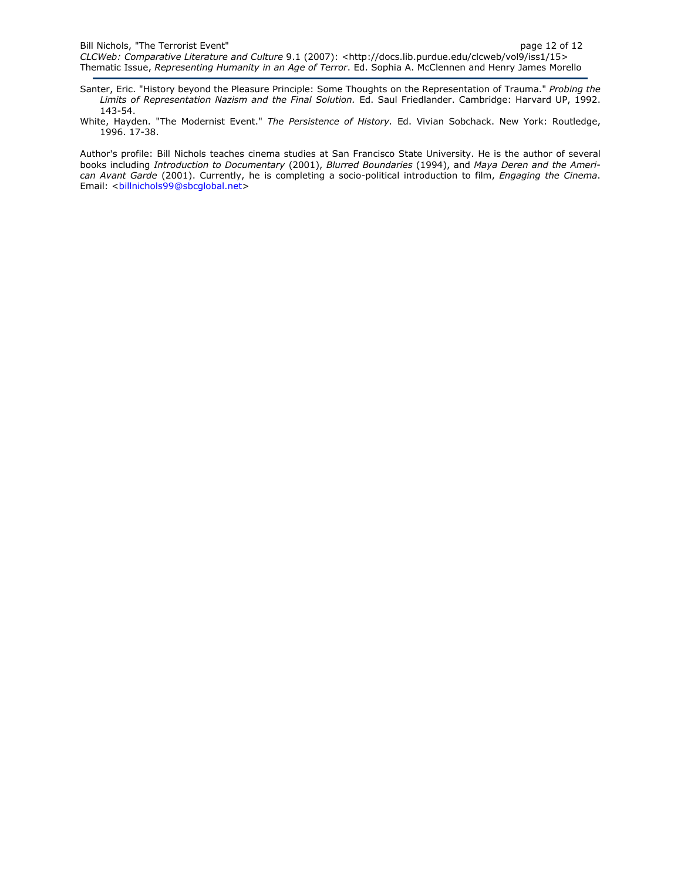Santer, Eric. "History beyond the Pleasure Principle: Some Thoughts on the Representation of Trauma." *Probing the Limits of Representation Nazism and the Final Solution*. Ed. Saul Friedlander. Cambridge: Harvard UP, 1992. 143-54.

White, Hayden. "The Modernist Event." *The Persistence of History*. Ed. Vivian Sobchack. New York: Routledge, 1996. 17-38.

Author's profile: Bill Nichols teaches cinema studies at San Francisco State University. He is the author of several books including *Introduction to Documentary* (2001), *Blurred Boundaries* (1994), and *Maya Deren and the American Avant Garde* (2001). Currently, he is completing a socio-political introduction to film, *Engaging the Cinema*. Email: <billnichols99@sbcglobal.net>